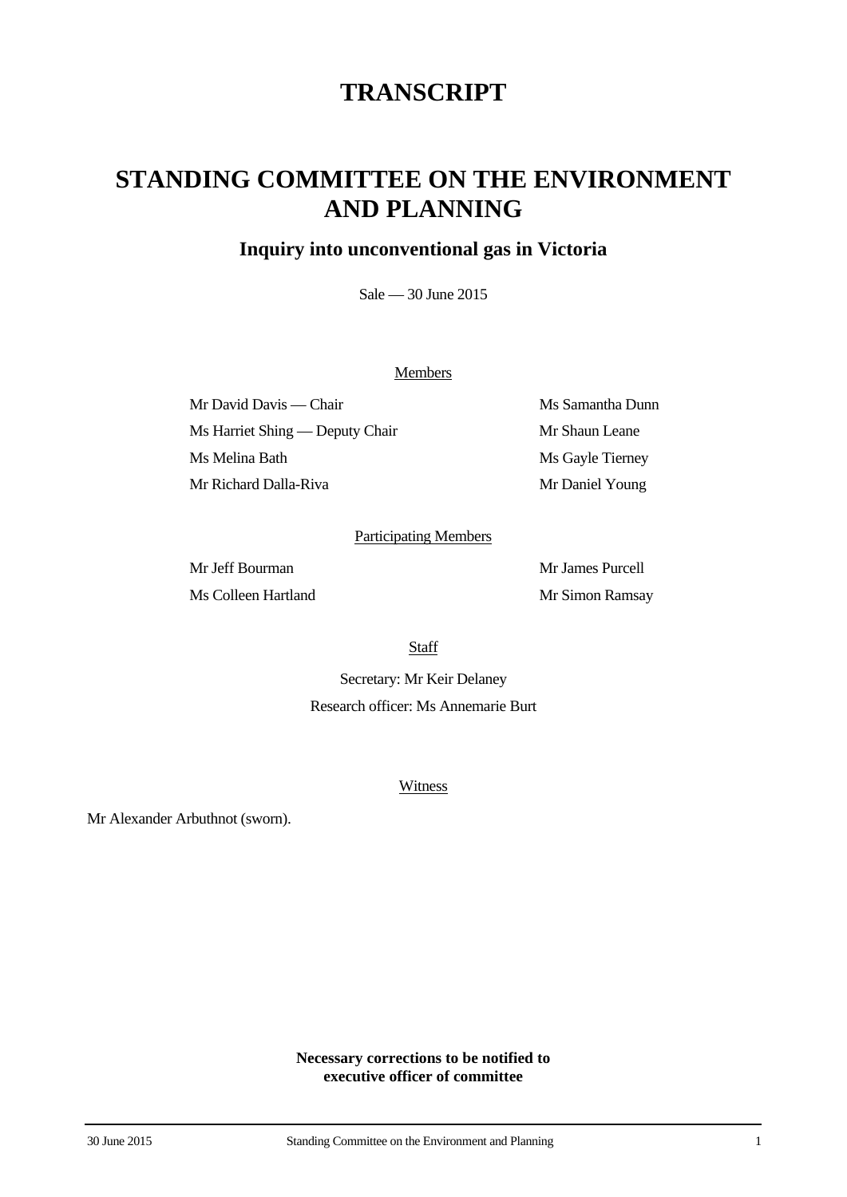# TRANSCRIPT

# STANDING COMMITTEE ON THE ENVIRONMENT AND PLANNING

## Inquiry into unconventional gas in Victoria

Sale — 30 June 2015

Members

Mr David Davis — Chair

Ms Harriet Shing — Deputy Chair

Ms Melina Bath

Mr Richard Dalla-Riva

Ms Samantha Dunn

Mr Shaun Leane

Ms Gayle Tierney

Mr Daniel Young

Participating Members

Mr Jeff Bourman

Ms Colleen Hartland

Mr James Purcell

Mr Simon Ramsay

Staff

Secretary: Mr Keir Delaney

Research officer: Ms Annemarie Burt

Witness

Mr Alexander Arbuthnot (sworn).

**Necessary corrections to be notified to executive officer of committee**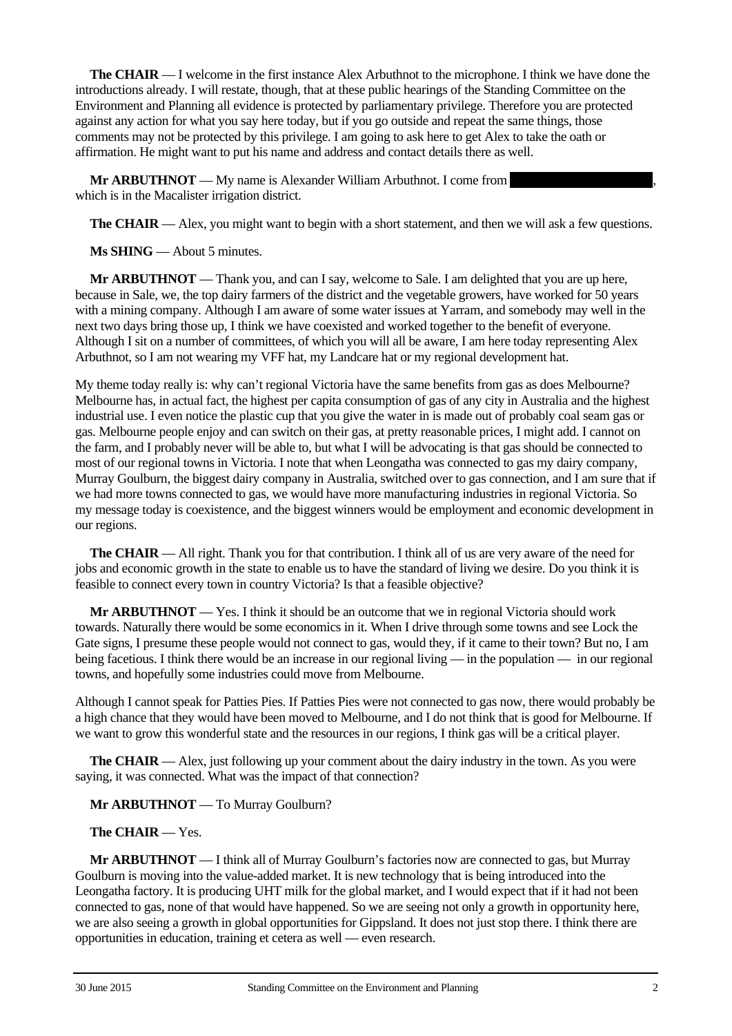**The CHAIR** — I welcome in the first instance Alex Arbuthnot to the microphone. I think we have done the introductions already. I will restate, though, that at these public hearings of the Standing Committee on the Environment and Planning all evidence is protected by parliamentary privilege. Therefore you are protected against any action for what you say here today, but if you go outside and repeat the same things, those comments may not be protected by this privilege. I am going to ask here to get Alex to take the oath or affirmation. He might want to put his name and address and contact details there as well.

**Mr ARBUTHNOT** — My name is Alexander William Arbuthnot. I come from , which is in the Macalister irrigation district.

**The CHAIR** — Alex, you might want to begin with a short statement, and then we will ask a few questions.

**Ms SHING** — About 5 minutes.

**Mr ARBUTHNOT** — Thank you, and can I say, welcome to Sale. I am delighted that you are up here, because in Sale, we, the top dairy farmers of the district and the vegetable growers, have worked for 50 years with a mining company. Although I am aware of some water issues at Yarram, and somebody may well in the next two days bring those up, I think we have coexisted and worked together to the benefit of everyone. Although I sit on a number of committees, of which you will all be aware, I am here today representing Alex Arbuthnot, so I am not wearing my VFF hat, my Landcare hat or my regional development hat.

My theme today really is: why can't regional Victoria have the same benefits from gas as does Melbourne? Melbourne has, in actual fact, the highest per capita consumption of gas of any city in Australia and the highest industrial use. I even notice the plastic cup that you give the water in is made out of probably coal seam gas or gas. Melbourne people enjoy and can switch on their gas, at pretty reasonable prices, I might add. I cannot on the farm, and I probably never will be able to, but what I will be advocating is that gas should be connected to most of our regional towns in Victoria. I note that when Leongatha was connected to gas my dairy company, Murray Goulburn, the biggest dairy company in Australia, switched over to gas connection, and I am sure that if we had more towns connected to gas, we would have more manufacturing industries in regional Victoria. So my message today is coexistence, and the biggest winners would be employment and economic development in our regions.

**The CHAIR** — All right. Thank you for that contribution. I think all of us are very aware of the need for jobs and economic growth in the state to enable us to have the standard of living we desire. Do you think it is feasible to connect every town in country Victoria? Is that a feasible objective?

**Mr ARBUTHNOT** — Yes. I think it should be an outcome that we in regional Victoria should work towards. Naturally there would be some economics in it. When I drive through some towns and see Lock the Gate signs, I presume these people would not connect to gas, would they, if it came to their town? But no, I am being facetious. I think there would be an increase in our regional living — in the population — in our regional towns, and hopefully some industries could move from Melbourne.

Although I cannot speak for Patties Pies. If Patties Pies were not connected to gas now, there would probably be a high chance that they would have been moved to Melbourne, and I do not think that is good for Melbourne. If we want to grow this wonderful state and the resources in our regions, I think gas will be a critical player.

**The CHAIR** — Alex, just following up your comment about the dairy industry in the town. As you were saying, it was connected. What was the impact of that connection?

**Mr ARBUTHNOT** — To Murray Goulburn?

**The CHAIR** — Yes.

**Mr ARBUTHNOT** — I think all of Murray Goulburn's factories now are connected to gas, but Murray Goulburn is moving into the value-added market. It is new technology that is being introduced into the Leongatha factory. It is producing UHT milk for the global market, and I would expect that if it had not been connected to gas, none of that would have happened. So we are seeing not only a growth in opportunity here, we are also seeing a growth in global opportunities for Gippsland. It does not just stop there. I think there are opportunities in education, training et cetera as well — even research.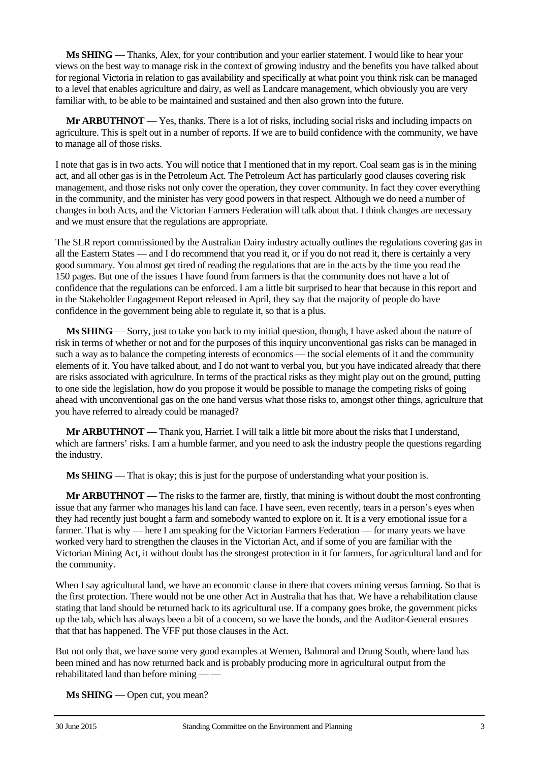**Ms SHING** — Thanks, Alex, for your contribution and your earlier statement. I would like to hear your views on the best way to manage risk in the context of growing industry and the benefits you have talked about for regional Victoria in relation to gas availability and specifically at what point you think risk can be managed to a level that enables agriculture and dairy, as well as Landcare management, which obviously you are very familiar with, to be able to be maintained and sustained and then also grown into the future.

**Mr ARBUTHNOT** — Yes, thanks. There is a lot of risks, including social risks and including impacts on agriculture. This is spelt out in a number of reports. If we are to build confidence with the community, we have to manage all of those risks.

I note that gas is in two acts. You will notice that I mentioned that in my report. Coal seam gas is in the mining act, and all other gas is in the Petroleum Act. The Petroleum Act has particularly good clauses covering risk management, and those risks not only cover the operation, they cover community. In fact they cover everything in the community, and the minister has very good powers in that respect. Although we do need a number of changes in both Acts, and the Victorian Farmers Federation will talk about that. I think changes are necessary and we must ensure that the regulations are appropriate.

The SLR report commissioned by the Australian Dairy industry actually outlines the regulations covering gas in all the Eastern States — and I do recommend that you read it, or if you do not read it, there is certainly a very good summary. You almost get tired of reading the regulations that are in the acts by the time you read the 150 pages. But one of the issues I have found from farmers is that the community does not have a lot of confidence that the regulations can be enforced. I am a little bit surprised to hear that because in this report and in the Stakeholder Engagement Report released in April, they say that the majority of people do have confidence in the government being able to regulate it, so that is a plus.

**Ms SHING** — Sorry, just to take you back to my initial question, though, I have asked about the nature of risk in terms of whether or not and for the purposes of this inquiry unconventional gas risks can be managed in such a way as to balance the competing interests of economics — the social elements of it and the community elements of it. You have talked about, and I do not want to verbal you, but you have indicated already that there are risks associated with agriculture. In terms of the practical risks as they might play out on the ground, putting to one side the legislation, how do you propose it would be possible to manage the competing risks of going ahead with unconventional gas on the one hand versus what those risks to, amongst other things, agriculture that you have referred to already could be managed?

**Mr ARBUTHNOT** — Thank you, Harriet. I will talk a little bit more about the risks that I understand, which are farmers' risks. I am a humble farmer, and you need to ask the industry people the questions regarding the industry.

**Ms SHING** — That is okay; this is just for the purpose of understanding what your position is.

**Mr ARBUTHNOT** — The risks to the farmer are, firstly, that mining is without doubt the most confronting issue that any farmer who manages his land can face. I have seen, even recently, tears in a person's eyes when they had recently just bought a farm and somebody wanted to explore on it. It is a very emotional issue for a farmer. That is why — here I am speaking for the Victorian Farmers Federation — for many years we have worked very hard to strengthen the clauses in the Victorian Act, and if some of you are familiar with the Victorian Mining Act, it without doubt has the strongest protection in it for farmers, for agricultural land and for the community.

When I say agricultural land, we have an economic clause in there that covers mining versus farming. So that is the first protection. There would not be one other Act in Australia that has that. We have a rehabilitation clause stating that land should be returned back to its agricultural use. If a company goes broke, the government picks up the tab, which has always been a bit of a concern, so we have the bonds, and the Auditor-General ensures that that has happened. The VFF put those clauses in the Act.

But not only that, we have some very good examples at Wemen, Balmoral and Drung South, where land has been mined and has now returned back and is probably producing more in agricultural output from the rehabilitated land than before mining — —

**Ms SHING** — Open cut, you mean?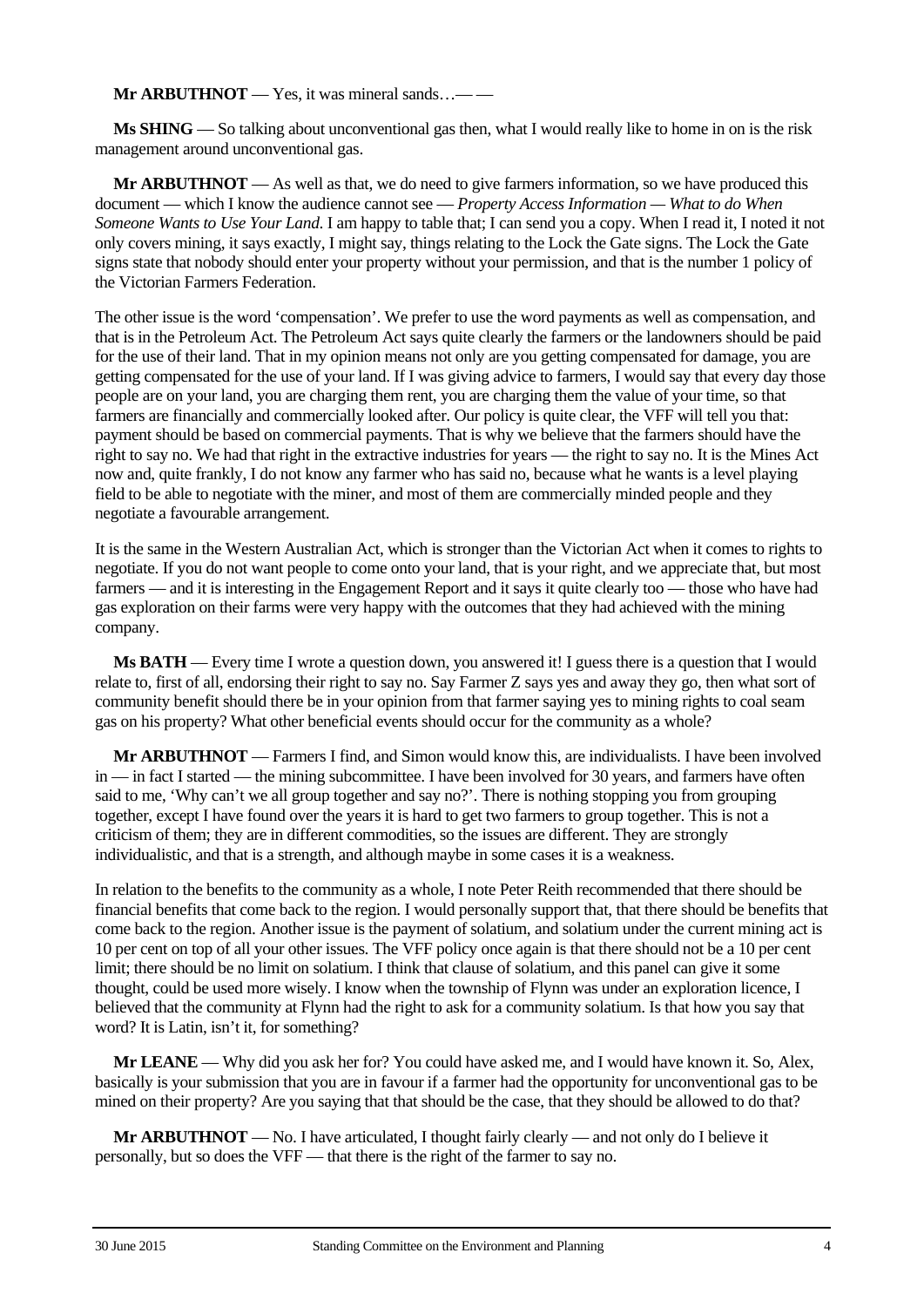**Mr ARBUTHNOT** — Yes, it was mineral sands…— —

**Ms SHING** — So talking about unconventional gas then, what I would really like to home in on is the risk management around unconventional gas.

**Mr ARBUTHNOT** — As well as that, we do need to give farmers information, so we have produced this document — which I know the audience cannot see — *Property Access Information — What to do When Someone Wants to Use Your Land*. I am happy to table that; I can send you a copy. When I read it, I noted it not only covers mining, it says exactly, I might say, things relating to the Lock the Gate signs. The Lock the Gate signs state that nobody should enter your property without your permission, and that is the number 1 policy of the Victorian Farmers Federation.

The other issue is the word 'compensation'. We prefer to use the word payments as well as compensation, and that is in the Petroleum Act. The Petroleum Act says quite clearly the farmers or the landowners should be paid for the use of their land. That in my opinion means not only are you getting compensated for damage, you are getting compensated for the use of your land. If I was giving advice to farmers, I would say that every day those people are on your land, you are charging them rent, you are charging them the value of your time, so that farmers are financially and commercially looked after. Our policy is quite clear, the VFF will tell you that: payment should be based on commercial payments. That is why we believe that the farmers should have the right to say no. We had that right in the extractive industries for years — the right to say no. It is the Mines Act now and, quite frankly, I do not know any farmer who has said no, because what he wants is a level playing field to be able to negotiate with the miner, and most of them are commercially minded people and they negotiate a favourable arrangement.

It is the same in the Western Australian Act, which is stronger than the Victorian Act when it comes to rights to negotiate. If you do not want people to come onto your land, that is your right, and we appreciate that, but most farmers — and it is interesting in the Engagement Report and it says it quite clearly too — those who have had gas exploration on their farms were very happy with the outcomes that they had achieved with the mining company.

**Ms BATH** — Every time I wrote a question down, you answered it! I guess there is a question that I would relate to, first of all, endorsing their right to say no. Say Farmer Z says yes and away they go, then what sort of community benefit should there be in your opinion from that farmer saying yes to mining rights to coal seam gas on his property? What other beneficial events should occur for the community as a whole?

**Mr ARBUTHNOT** — Farmers I find, and Simon would know this, are individualists. I have been involved in — in fact I started — the mining subcommittee. I have been involved for 30 years, and farmers have often said to me, 'Why can't we all group together and say no?'. There is nothing stopping you from grouping together, except I have found over the years it is hard to get two farmers to group together. This is not a criticism of them; they are in different commodities, so the issues are different. They are strongly individualistic, and that is a strength, and although maybe in some cases it is a weakness.

In relation to the benefits to the community as a whole, I note Peter Reith recommended that there should be financial benefits that come back to the region. I would personally support that, that there should be benefits that come back to the region. Another issue is the payment of solatium, and solatium under the current mining act is 10 per cent on top of all your other issues. The VFF policy once again is that there should not be a 10 per cent limit; there should be no limit on solatium. I think that clause of solatium, and this panel can give it some thought, could be used more wisely. I know when the township of Flynn was under an exploration licence, I believed that the community at Flynn had the right to ask for a community solatium. Is that how you say that word? It is Latin, isn't it, for something?

**Mr LEANE** — Why did you ask her for? You could have asked me, and I would have known it. So, Alex, basically is your submission that you are in favour if a farmer had the opportunity for unconventional gas to be mined on their property? Are you saying that that should be the case, that they should be allowed to do that?

**Mr ARBUTHNOT** — No. I have articulated, I thought fairly clearly — and not only do I believe it personally, but so does the VFF — that there is the right of the farmer to say no.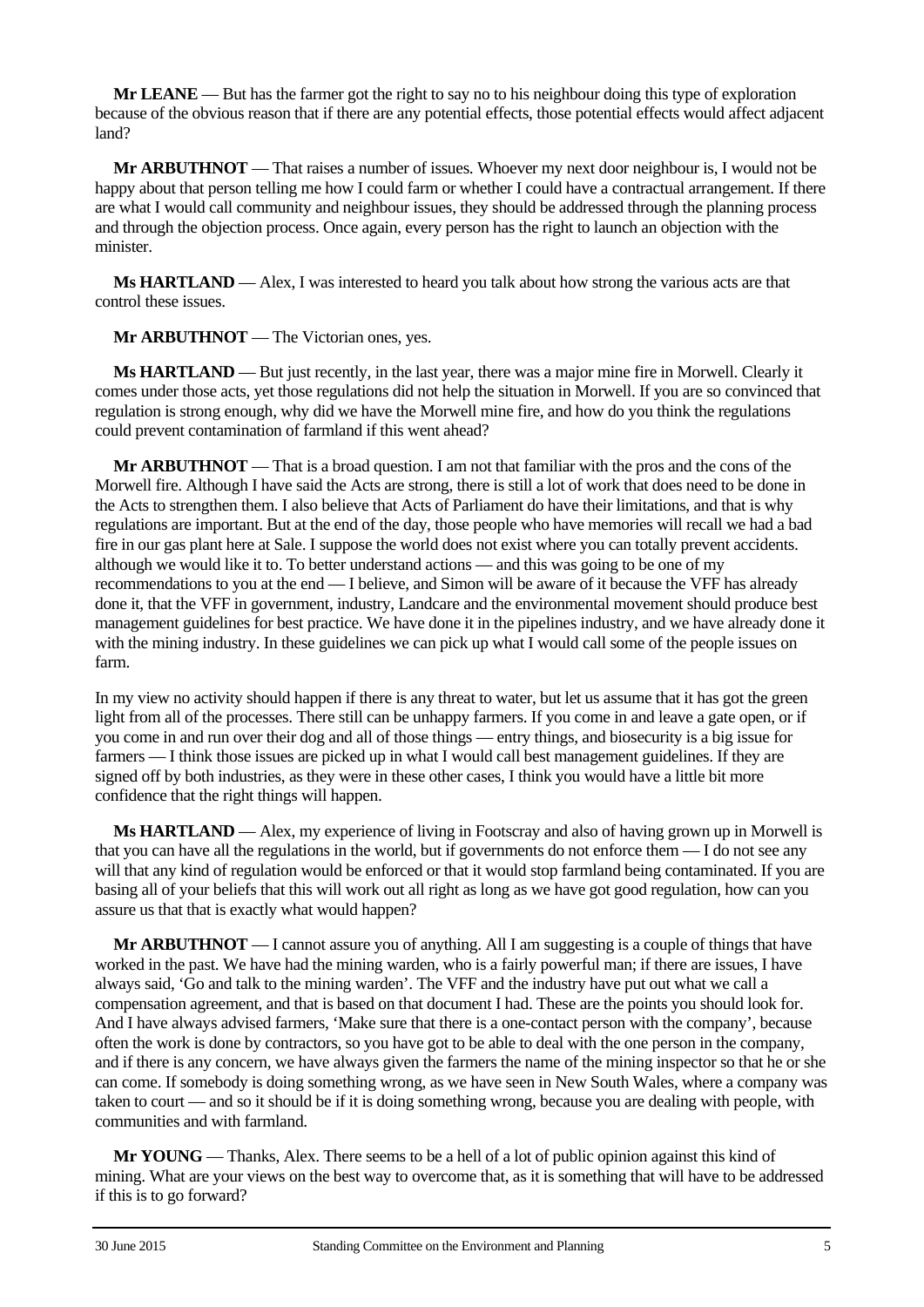**Mr LEANE** — But has the farmer got the right to say no to his neighbour doing this type of exploration because of the obvious reason that if there are any potential effects, those potential effects would affect adjacent land?

**Mr ARBUTHNOT** — That raises a number of issues. Whoever my next door neighbour is, I would not be happy about that person telling me how I could farm or whether I could have a contractual arrangement. If there are what I would call community and neighbour issues, they should be addressed through the planning process and through the objection process. Once again, every person has the right to launch an objection with the minister.

**Ms HARTLAND** — Alex, I was interested to heard you talk about how strong the various acts are that control these issues.

**Mr ARBUTHNOT** — The Victorian ones, yes.

**Ms HARTLAND** — But just recently, in the last year, there was a major mine fire in Morwell. Clearly it comes under those acts, yet those regulations did not help the situation in Morwell. If you are so convinced that regulation is strong enough, why did we have the Morwell mine fire, and how do you think the regulations could prevent contamination of farmland if this went ahead?

**Mr ARBUTHNOT** — That is a broad question. I am not that familiar with the pros and the cons of the Morwell fire. Although I have said the Acts are strong, there is still a lot of work that does need to be done in the Acts to strengthen them. I also believe that Acts of Parliament do have their limitations, and that is why regulations are important. But at the end of the day, those people who have memories will recall we had a bad fire in our gas plant here at Sale. I suppose the world does not exist where you can totally prevent accidents. although we would like it to. To better understand actions — and this was going to be one of my recommendations to you at the end — I believe, and Simon will be aware of it because the VFF has already done it, that the VFF in government, industry, Landcare and the environmental movement should produce best management guidelines for best practice. We have done it in the pipelines industry, and we have already done it with the mining industry. In these guidelines we can pick up what I would call some of the people issues on farm.

In my view no activity should happen if there is any threat to water, but let us assume that it has got the green light from all of the processes. There still can be unhappy farmers. If you come in and leave a gate open, or if you come in and run over their dog and all of those things — entry things, and biosecurity is a big issue for farmers — I think those issues are picked up in what I would call best management guidelines. If they are signed off by both industries, as they were in these other cases, I think you would have a little bit more confidence that the right things will happen.

**Ms HARTLAND** — Alex, my experience of living in Footscray and also of having grown up in Morwell is that you can have all the regulations in the world, but if governments do not enforce them — I do not see any will that any kind of regulation would be enforced or that it would stop farmland being contaminated. If you are basing all of your beliefs that this will work out all right as long as we have got good regulation, how can you assure us that that is exactly what would happen?

**Mr ARBUTHNOT** — I cannot assure you of anything. All I am suggesting is a couple of things that have worked in the past. We have had the mining warden, who is a fairly powerful man; if there are issues, I have always said, 'Go and talk to the mining warden'. The VFF and the industry have put out what we call a compensation agreement, and that is based on that document I had. These are the points you should look for. And I have always advised farmers, 'Make sure that there is a one-contact person with the company', because often the work is done by contractors, so you have got to be able to deal with the one person in the company, and if there is any concern, we have always given the farmers the name of the mining inspector so that he or she can come. If somebody is doing something wrong, as we have seen in New South Wales, where a company was taken to court — and so it should be if it is doing something wrong, because you are dealing with people, with communities and with farmland.

**Mr YOUNG** — Thanks, Alex. There seems to be a hell of a lot of public opinion against this kind of mining. What are your views on the best way to overcome that, as it is something that will have to be addressed if this is to go forward?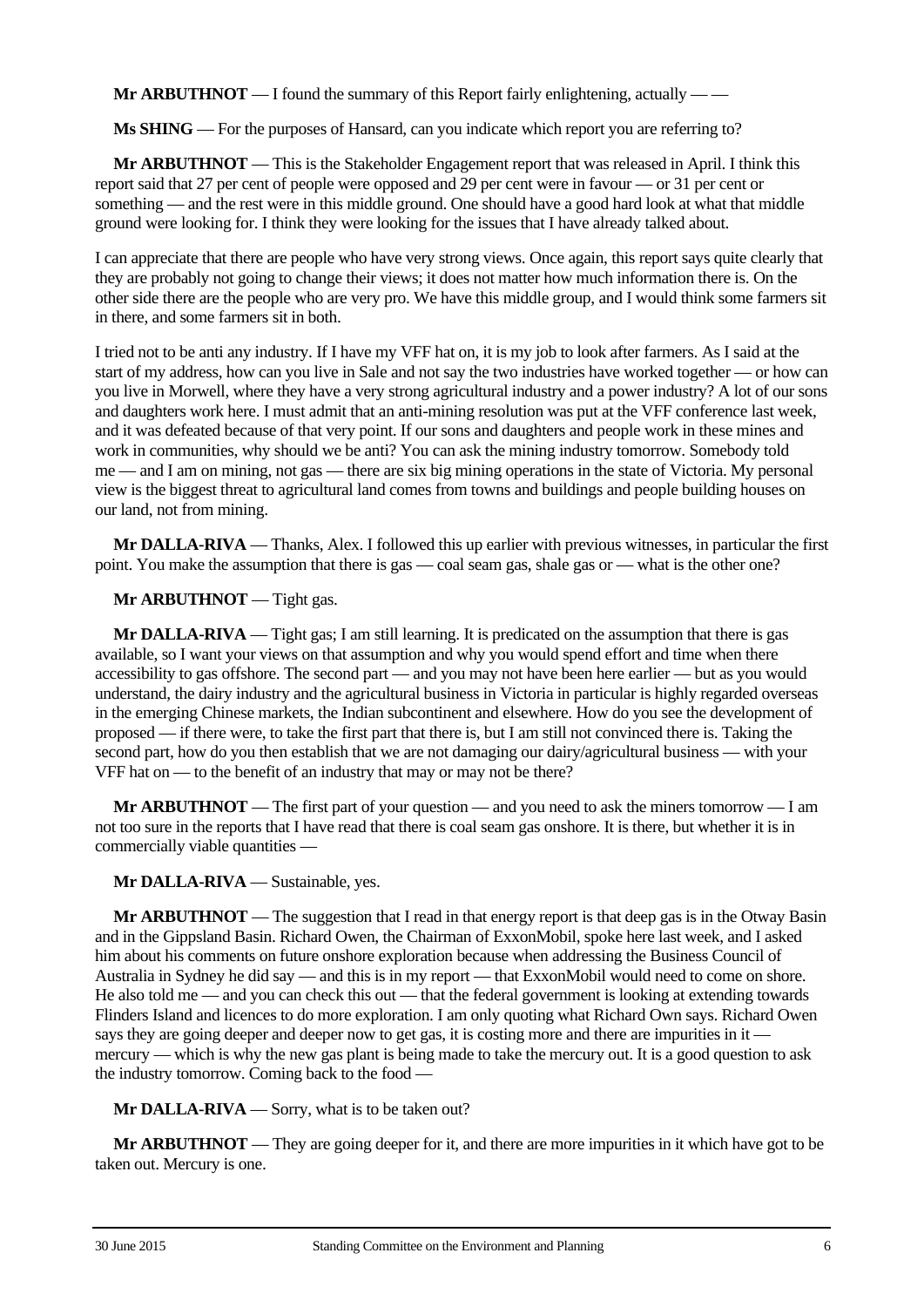**Mr ARBUTHNOT** — I found the summary of this Report fairly enlightening, actually — —

**Ms SHING** — For the purposes of Hansard, can you indicate which report you are referring to?

**Mr ARBUTHNOT** — This is the Stakeholder Engagement report that was released in April. I think this report said that 27 per cent of people were opposed and 29 per cent were in favour — or 31 per cent or something — and the rest were in this middle ground. One should have a good hard look at what that middle ground were looking for. I think they were looking for the issues that I have already talked about.

I can appreciate that there are people who have very strong views. Once again, this report says quite clearly that they are probably not going to change their views; it does not matter how much information there is. On the other side there are the people who are very pro. We have this middle group, and I would think some farmers sit in there, and some farmers sit in both.

I tried not to be anti any industry. If I have my VFF hat on, it is my job to look after farmers. As I said at the start of my address, how can you live in Sale and not say the two industries have worked together — or how can you live in Morwell, where they have a very strong agricultural industry and a power industry? A lot of our sons and daughters work here. I must admit that an anti-mining resolution was put at the VFF conference last week, and it was defeated because of that very point. If our sons and daughters and people work in these mines and work in communities, why should we be anti? You can ask the mining industry tomorrow. Somebody told me — and I am on mining, not gas — there are six big mining operations in the state of Victoria. My personal view is the biggest threat to agricultural land comes from towns and buildings and people building houses on our land, not from mining.

**Mr DALLA-RIVA** — Thanks, Alex. I followed this up earlier with previous witnesses, in particular the first point. You make the assumption that there is gas — coal seam gas, shale gas or — what is the other one?

**Mr ARBUTHNOT** — Tight gas.

**Mr DALLA-RIVA** — Tight gas; I am still learning. It is predicated on the assumption that there is gas available, so I want your views on that assumption and why you would spend effort and time when there accessibility to gas offshore. The second part — and you may not have been here earlier — but as you would understand, the dairy industry and the agricultural business in Victoria in particular is highly regarded overseas in the emerging Chinese markets, the Indian subcontinent and elsewhere. How do you see the development of proposed — if there were, to take the first part that there is, but I am still not convinced there is. Taking the second part, how do you then establish that we are not damaging our dairy/agricultural business — with your VFF hat on — to the benefit of an industry that may or may not be there?

**Mr ARBUTHNOT** — The first part of your question — and you need to ask the miners tomorrow — I am not too sure in the reports that I have read that there is coal seam gas onshore. It is there, but whether it is in commercially viable quantities —

**Mr DALLA-RIVA** — Sustainable, yes.

**Mr ARBUTHNOT** — The suggestion that I read in that energy report is that deep gas is in the Otway Basin and in the Gippsland Basin. Richard Owen, the Chairman of ExxonMobil, spoke here last week, and I asked him about his comments on future onshore exploration because when addressing the Business Council of Australia in Sydney he did say — and this is in my report — that ExxonMobil would need to come on shore. He also told me — and you can check this out — that the federal government is looking at extending towards Flinders Island and licences to do more exploration. I am only quoting what Richard Own says. Richard Owen says they are going deeper and deeper now to get gas, it is costing more and there are impurities in it — mercury — which is why the new gas plant is being made to take the mercury out. It is a good question to ask the industry tomorrow. Coming back to the food —

**Mr DALLA-RIVA** — Sorry, what is to be taken out?

**Mr ARBUTHNOT** — They are going deeper for it, and there are more impurities in it which have got to be taken out. Mercury is one.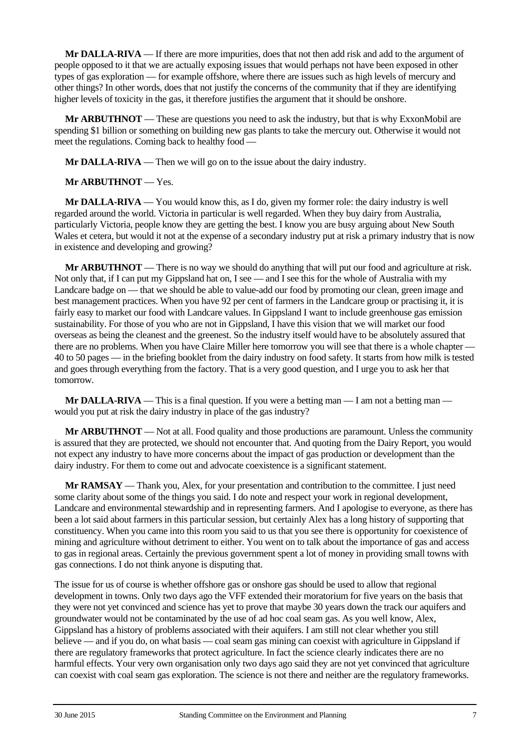**Mr DALLA-RIVA** — If there are more impurities, does that not then add risk and add to the argument of people opposed to it that we are actually exposing issues that would perhaps not have been exposed in other types of gas exploration — for example offshore, where there are issues such as high levels of mercury and other things? In other words, does that not justify the concerns of the community that if they are identifying higher levels of toxicity in the gas, it therefore justifies the argument that it should be onshore.

**Mr ARBUTHNOT** — These are questions you need to ask the industry, but that is why ExxonMobil are spending $1 billion or something on building new gas plants to take the mercury out. Otherwise it would not meet the regulations. Coming back to healthy food —

**Mr DALLA-RIVA** — Then we will go on to the issue about the dairy industry.

**Mr ARBUTHNOT** — Yes.

**Mr DALLA-RIVA** — You would know this, as I do, given my former role: the dairy industry is well regarded around the world. Victoria in particular is well regarded. When they buy dairy from Australia, particularly Victoria, people know they are getting the best. I know you are busy arguing about New South Wales et cetera, but would it not at the expense of a secondary industry put at risk a primary industry that is now in existence and developing and growing?

**Mr ARBUTHNOT** — There is no way we should do anything that will put our food and agriculture at risk. Not only that, if I can put my Gippsland hat on, I see — and I see this for the whole of Australia with my Landcare badge on — that we should be able to value-add our food by promoting our clean, green image and best management practices. When you have 92 per cent of farmers in the Landcare group or practising it, it is fairly easy to market our food with Landcare values. In Gippsland I want to include greenhouse gas emission sustainability. For those of you who are not in Gippsland, I have this vision that we will market our food overseas as being the cleanest and the greenest. So the industry itself would have to be absolutely assured that there are no problems. When you have Claire Miller here tomorrow you will see that there is a whole chapter — 40 to 50 pages — in the briefing booklet from the dairy industry on food safety. It starts from how milk is tested and goes through everything from the factory. That is a very good question, and I urge you to ask her that tomorrow.

**Mr DALLA-RIVA** — This is a final question. If you were a betting man — I am not a betting man — would you put at risk the dairy industry in place of the gas industry?

**Mr ARBUTHNOT** — Not at all. Food quality and those productions are paramount. Unless the community is assured that they are protected, we should not encounter that. And quoting from the Dairy Report, you would not expect any industry to have more concerns about the impact of gas production or development than the dairy industry. For them to come out and advocate coexistence is a significant statement.

**Mr RAMSAY** — Thank you, Alex, for your presentation and contribution to the committee. I just need some clarity about some of the things you said. I do note and respect your work in regional development, Landcare and environmental stewardship and in representing farmers. And I apologise to everyone, as there has been a lot said about farmers in this particular session, but certainly Alex has a long history of supporting that constituency. When you came into this room you said to us that you see there is opportunity for coexistence of mining and agriculture without detriment to either. You went on to talk about the importance of gas and access to gas in regional areas. Certainly the previous government spent a lot of money in providing small towns with gas connections. I do not think anyone is disputing that.

The issue for us of course is whether offshore gas or onshore gas should be used to allow that regional development in towns. Only two days ago the VFF extended their moratorium for five years on the basis that they were not yet convinced and science has yet to prove that maybe 30 years down the track our aquifers and groundwater would not be contaminated by the use of ad hoc coal seam gas. As you well know, Alex, Gippsland has a history of problems associated with their aquifers. I am still not clear whether you still believe — and if you do, on what basis — coal seam gas mining can coexist with agriculture in Gippsland if there are regulatory frameworks that protect agriculture. In fact the science clearly indicates there are no harmful effects. Your very own organisation only two days ago said they are not yet convinced that agriculture can coexist with coal seam gas exploration. The science is not there and neither are the regulatory frameworks.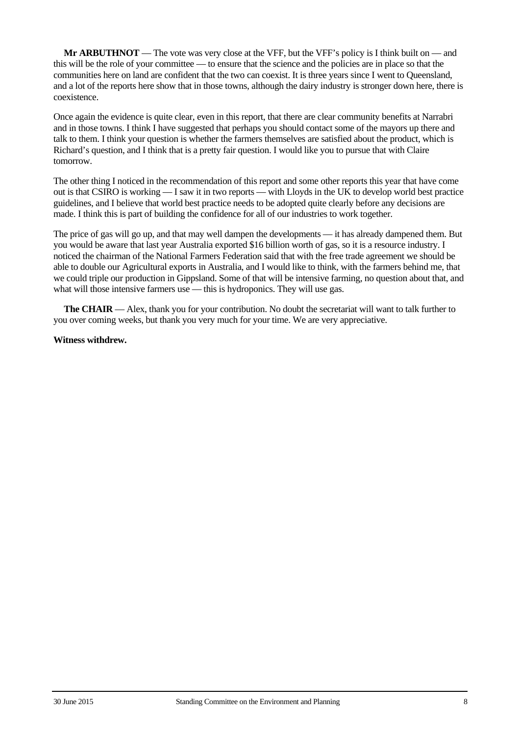**Mr ARBUTHNOT** — The vote was very close at the VFF, but the VFF's policy is I think built on — and this will be the role of your committee — to ensure that the science and the policies are in place so that the communities here on land are confident that the two can coexist. It is three years since I went to Queensland, and a lot of the reports here show that in those towns, although the dairy industry is stronger down here, there is coexistence.

Once again the evidence is quite clear, even in this report, that there are clear community benefits at Narrabri and in those towns. I think I have suggested that perhaps you should contact some of the mayors up there and talk to them. I think your question is whether the farmers themselves are satisfied about the product, which is Richard's question, and I think that is a pretty fair question. I would like you to pursue that with Claire tomorrow.

The other thing I noticed in the recommendation of this report and some other reports this year that have come out is that CSIRO is working — I saw it in two reports — with Lloyds in the UK to develop world best practice guidelines, and I believe that world best practice needs to be adopted quite clearly before any decisions are made. I think this is part of building the confidence for all of our industries to work together.

The price of gas will go up, and that may well dampen the developments — it has already dampened them. But you would be aware that last year Australia exported $16 billion worth of gas, so it is a resource industry. I noticed the chairman of the National Farmers Federation said that with the free trade agreement we should be able to double our Agricultural exports in Australia, and I would like to think, with the farmers behind me, that we could triple our production in Gippsland. Some of that will be intensive farming, no question about that, and what will those intensive farmers use — this is hydroponics. They will use gas.

**The CHAIR** — Alex, thank you for your contribution. No doubt the secretariat will want to talk further to you over coming weeks, but thank you very much for your time. We are very appreciative.

**Witness withdrew.**